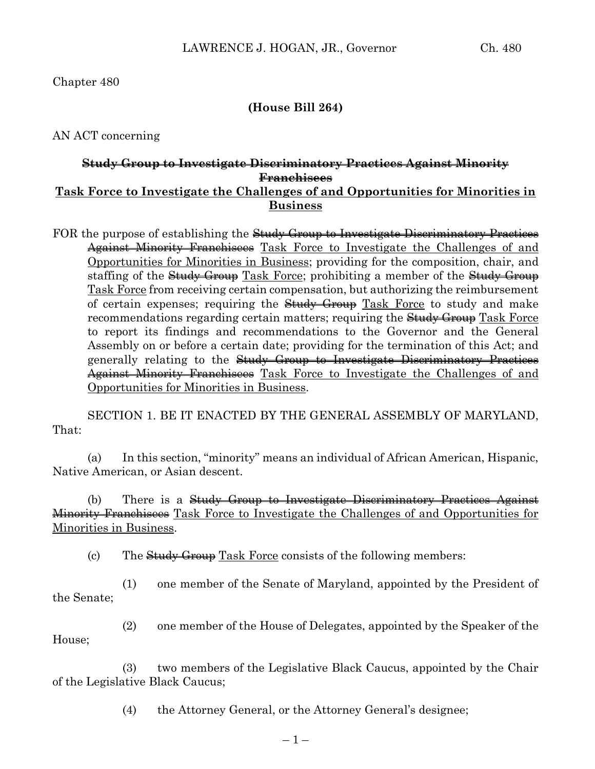Chapter 480

**(House Bill 264)**

AN ACT concerning

**~~Study Group to Investigate Discriminatory Practices Against Minority Franchisees~~**
**<u>Task Force to Investigate the Challenges of and Opportunities for Minorities in Business</u>**

FOR the purpose of establishing the ~~Study Group to Investigate Discriminatory Practices Against Minority Franchisees~~ <u>Task Force to Investigate the Challenges of and Opportunities for Minorities in Business</u>; providing for the composition, chair, and staffing of the ~~Study Group~~ <u>Task Force</u>; prohibiting a member of the ~~Study Group~~ <u>Task Force</u> from receiving certain compensation, but authorizing the reimbursement of certain expenses; requiring the ~~Study Group~~ <u>Task Force</u> to study and make recommendations regarding certain matters; requiring the ~~Study Group~~ <u>Task Force</u> to report its findings and recommendations to the Governor and the General Assembly on or before a certain date; providing for the termination of this Act; and generally relating to the ~~Study Group to Investigate Discriminatory Practices Against Minority Franchisees~~ <u>Task Force to Investigate the Challenges of and Opportunities for Minorities in Business</u>.

SECTION 1. BE IT ENACTED BY THE GENERAL ASSEMBLY OF MARYLAND, That:

(a) In this section, "minority" means an individual of African American, Hispanic, Native American, or Asian descent.

(b) There is a ~~Study Group to Investigate Discriminatory Practices Against Minority Franchisees~~ <u>Task Force to Investigate the Challenges of and Opportunities for Minorities in Business</u>.

(c) The ~~Study Group~~ <u>Task Force</u> consists of the following members:

(1) one member of the Senate of Maryland, appointed by the President of the Senate;

(2) one member of the House of Delegates, appointed by the Speaker of the House;

(3) two members of the Legislative Black Caucus, appointed by the Chair of the Legislative Black Caucus;

(4) the Attorney General, or the Attorney General's designee;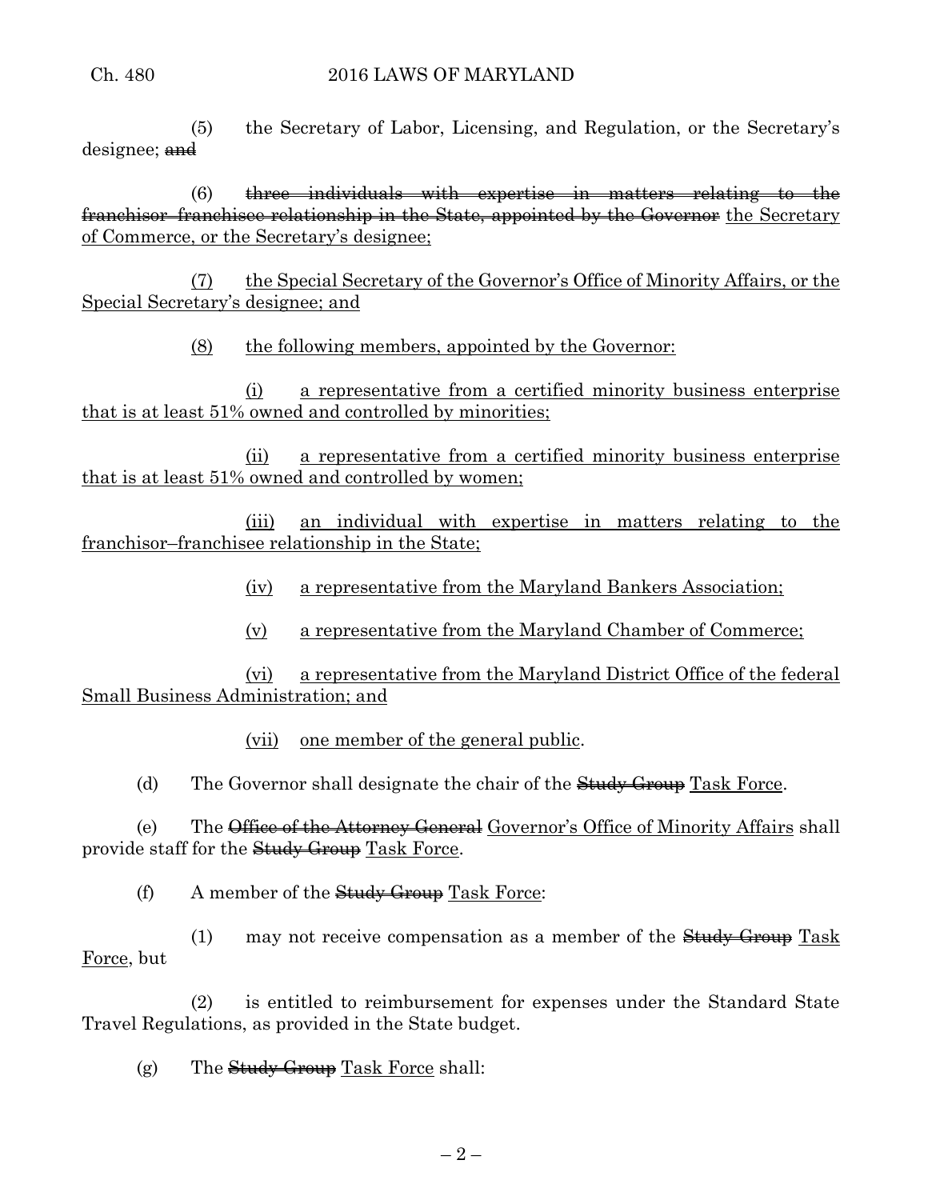(5) the Secretary of Labor, Licensing, and Regulation, or the Secretary's designee; ~~and~~

(6) ~~three individuals with expertise in matters relating to the franchisor–franchisee relationship in the State, appointed by the Governor~~ <u>the Secretary of Commerce, or the Secretary's designee;</u>

<u>(7) the Special Secretary of the Governor's Office of Minority Affairs, or the Special Secretary's designee; and</u>

<u>(8) the following members, appointed by the Governor:</u>

<u>(i) a representative from a certified minority business enterprise that is at least 51% owned and controlled by minorities;</u>

<u>(ii) a representative from a certified minority business enterprise that is at least 51% owned and controlled by women;</u>

<u>(iii) an individual with expertise in matters relating to the franchisor–franchisee relationship in the State;</u>

<u>(iv) a representative from the Maryland Bankers Association;</u>

<u>(v) a representative from the Maryland Chamber of Commerce;</u>

<u>(vi) a representative from the Maryland District Office of the federal Small Business Administration; and</u>

<u>(vii) one member of the general public</u>.

(d) The Governor shall designate the chair of the ~~Study Group~~ <u>Task Force</u>.

(e) The ~~Office of the Attorney General~~ <u>Governor's Office of Minority Affairs</u> shall provide staff for the ~~Study Group~~ <u>Task Force</u>.

(f) A member of the ~~Study Group~~ <u>Task Force</u>:

(1) may not receive compensation as a member of the ~~Study Group~~ <u>Task Force</u>, but

(2) is entitled to reimbursement for expenses under the Standard State Travel Regulations, as provided in the State budget.

(g) The ~~Study Group~~ <u>Task Force</u> shall: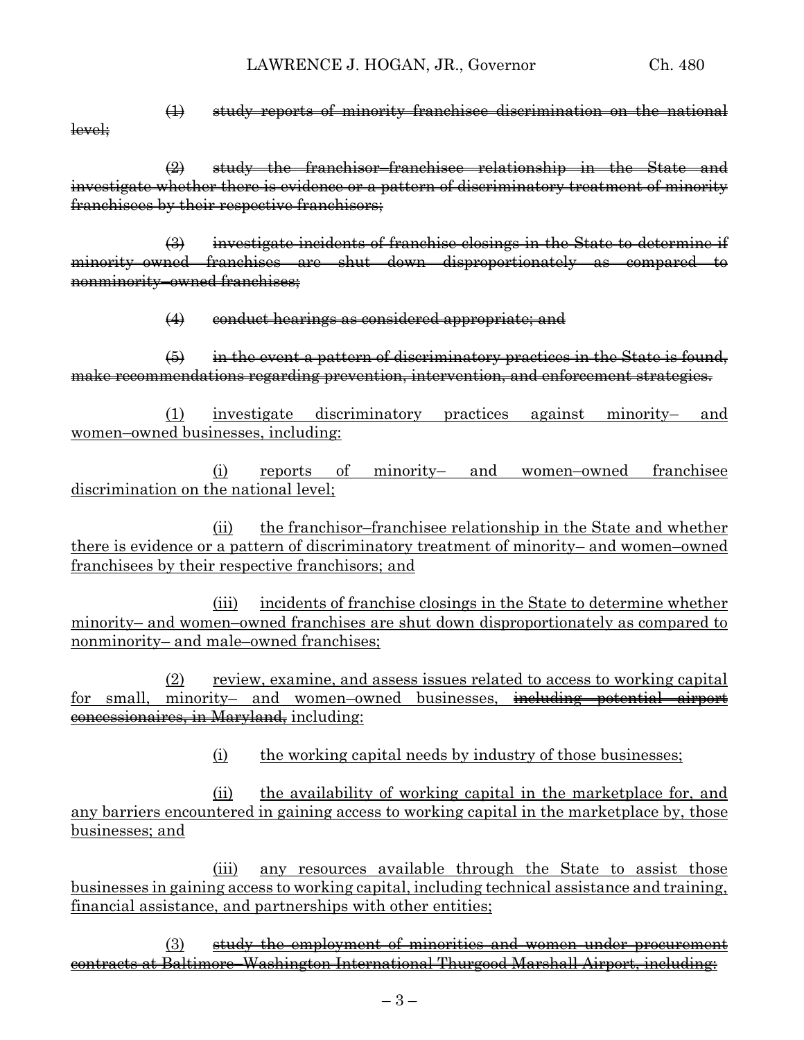~~(1) study reports of minority franchisee discrimination on the national level;~~

~~(2) study the franchisor–franchisee relationship in the State and investigate whether there is evidence or a pattern of discriminatory treatment of minority franchisees by their respective franchisors;~~

~~(3) investigate incidents of franchise closings in the State to determine if minority owned franchises are shut down disproportionately as compared to nonminority–owned franchises;~~

~~(4) conduct hearings as considered appropriate; and~~

~~(5) in the event a pattern of discriminatory practices in the State is found, make recommendations regarding prevention, intervention, and enforcement strategies.~~

<u>(1) investigate discriminatory practices against minority– and women–owned businesses, including:</u>

<u>(i) reports of minority– and women–owned franchisee discrimination on the national level;</u>

<u>(ii) the franchisor–franchisee relationship in the State and whether there is evidence or a pattern of discriminatory treatment of minority– and women–owned franchisees by their respective franchisors; and</u>

<u>(iii) incidents of franchise closings in the State to determine whether minority– and women–owned franchises are shut down disproportionately as compared to nonminority– and male–owned franchises;</u>

<u>(2) review, examine, and assess issues related to access to working capital for small, minority– and women–owned businesses,</u> ~~<u>including potential airport concessionaires, in Maryland,</u>~~ <u>including:</u>

<u>(i) the working capital needs by industry of those businesses;</u>

<u>(ii) the availability of working capital in the marketplace for, and any barriers encountered in gaining access to working capital in the marketplace by, those businesses; and</u>

<u>(iii) any resources available through the State to assist those businesses in gaining access to working capital, including technical assistance and training, financial assistance, and partnerships with other entities;</u>

<u>(3)</u> ~~<u>study the employment of minorities and women under procurement contracts at Baltimore–Washington International Thurgood Marshall Airport, including:</u>~~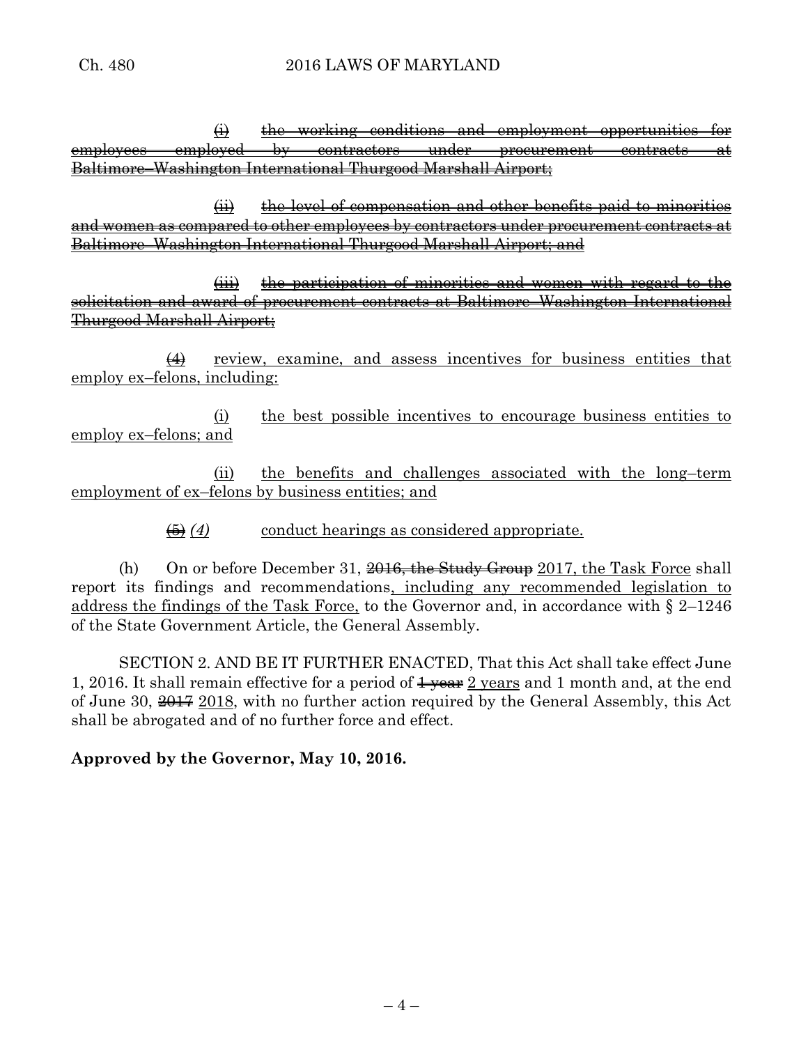~~(i) the working conditions and employment opportunities for employees employed by contractors under procurement contracts at Baltimore–Washington International Thurgood Marshall Airport;~~

~~(ii) the level of compensation and other benefits paid to minorities and women as compared to other employees by contractors under procurement contracts at Baltimore–Washington International Thurgood Marshall Airport; and~~

~~(iii) the participation of minorities and women with regard to the solicitation and award of procurement contracts at Baltimore–Washington International Thurgood Marshall Airport;~~

~~(4)~~ review, examine, and assess incentives for business entities that employ ex–felons, including:

(i) the best possible incentives to encourage business entities to employ ex–felons; and

(ii) the benefits and challenges associated with the long–term employment of ex–felons by business entities; and

~~(5)~~ *(4)* conduct hearings as considered appropriate.

(h) On or before December 31, ~~2016, the Study Group~~ 2017, the Task Force shall report its findings and recommendations, including any recommended legislation to address the findings of the Task Force, to the Governor and, in accordance with § 2–1246 of the State Government Article, the General Assembly.

SECTION 2. AND BE IT FURTHER ENACTED, That this Act shall take effect June 1, 2016. It shall remain effective for a period of ~~1 year~~ 2 years and 1 month and, at the end of June 30, ~~2017~~ 2018, with no further action required by the General Assembly, this Act shall be abrogated and of no further force and effect.

**Approved by the Governor, May 10, 2016.**